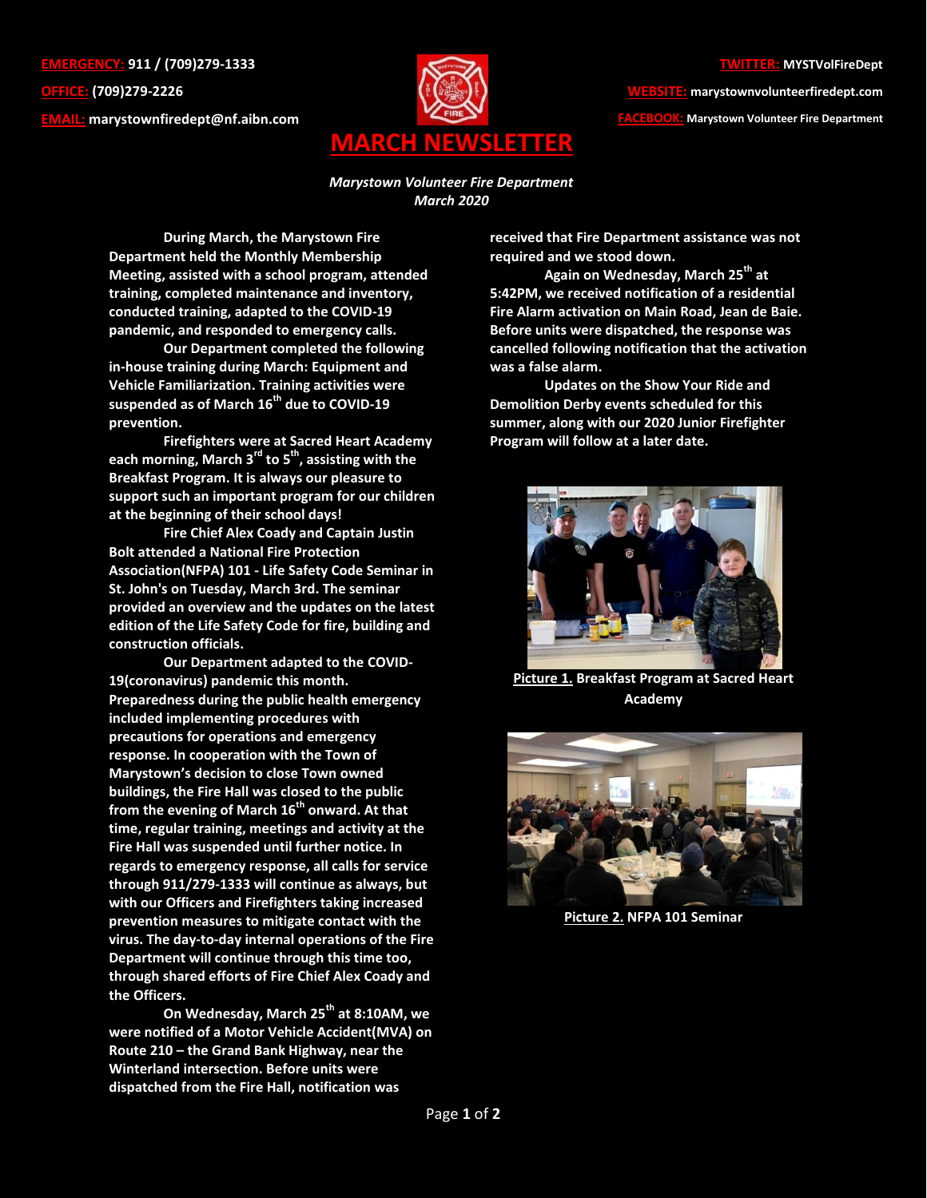**EMERGENCY:** 911 / (709)279-1333

**OFFICE:** (709)279-2226

**EMAIL:** marystownfiredept@nf.aibn.com

**TWITTER:** MYSTVolFireDept

**WEBSITE:** marystownvolunteerfiredept.com

**FACEBOOK:** Marystown Volunteer Fire Department

# MARCH NEWSLETTER

*Marystown Volunteer Fire Department*
*March 2020*

**During March, the Marystown Fire Department held the Monthly Membership Meeting, assisted with a school program, attended training, completed maintenance and inventory, conducted training, adapted to the COVID-19 pandemic, and responded to emergency calls.**

**Our Department completed the following in-house training during March: Equipment and Vehicle Familiarization. Training activities were suspended as of March 16th due to COVID-19 prevention.**

**Firefighters were at Sacred Heart Academy each morning, March 3rd to 5th, assisting with the Breakfast Program. It is always our pleasure to support such an important program for our children at the beginning of their school days!**

**Fire Chief Alex Coady and Captain Justin Bolt attended a National Fire Protection Association(NFPA) 101 - Life Safety Code Seminar in St. John's on Tuesday, March 3rd. The seminar provided an overview and the updates on the latest edition of the Life Safety Code for fire, building and construction officials.**

**Our Department adapted to the COVID-19(coronavirus) pandemic this month. Preparedness during the public health emergency included implementing procedures with precautions for operations and emergency response. In cooperation with the Town of Marystown's decision to close Town owned buildings, the Fire Hall was closed to the public from the evening of March 16th onward. At that time, regular training, meetings and activity at the Fire Hall was suspended until further notice. In regards to emergency response, all calls for service through 911/279-1333 will continue as always, but with our Officers and Firefighters taking increased prevention measures to mitigate contact with the virus. The day-to-day internal operations of the Fire Department will continue through this time too, through shared efforts of Fire Chief Alex Coady and the Officers.**

**On Wednesday, March 25th at 8:10AM, we were notified of a Motor Vehicle Accident(MVA) on Route 210 – the Grand Bank Highway, near the Winterland intersection. Before units were dispatched from the Fire Hall, notification was received that Fire Department assistance was not required and we stood down.**

**Again on Wednesday, March 25th at 5:42PM, we received notification of a residential Fire Alarm activation on Main Road, Jean de Baie. Before units were dispatched, the response was cancelled following notification that the activation was a false alarm.**

**Updates on the Show Your Ride and Demolition Derby events scheduled for this summer, along with our 2020 Junior Firefighter Program will follow at a later date.**

**Picture 1.** **Breakfast Program at Sacred Heart Academy**

**Picture 2.** **NFPA 101 Seminar**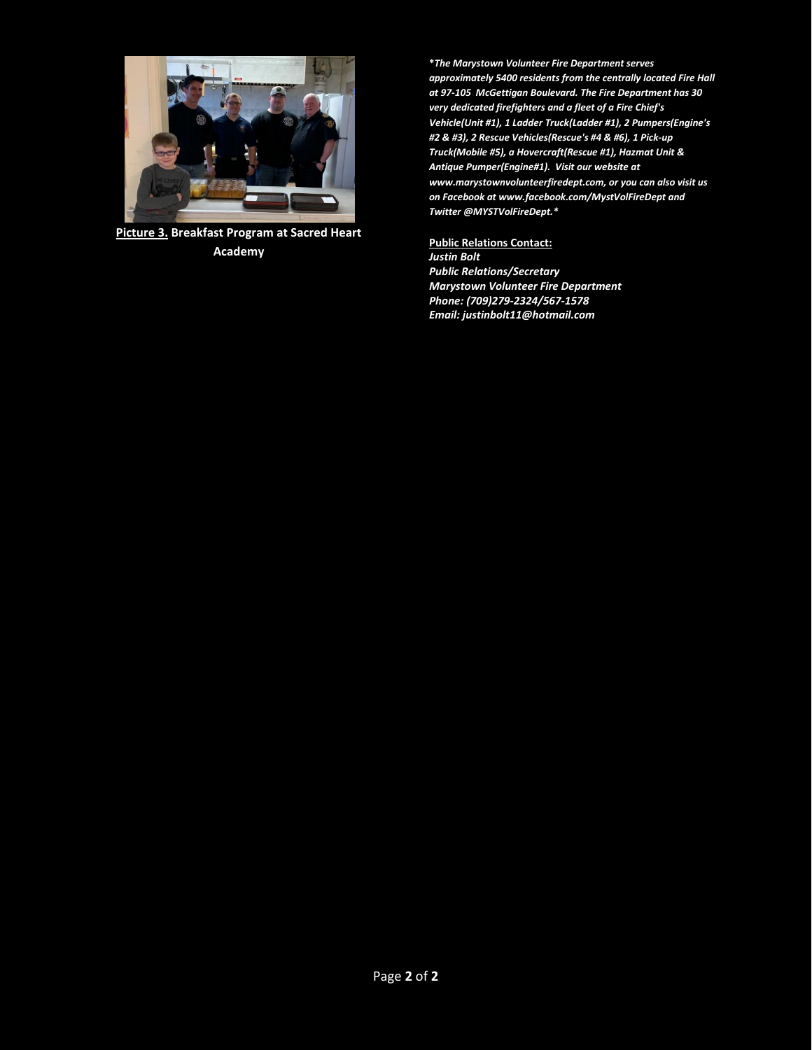**<u>Picture 3.</u> Breakfast Program at Sacred Heart Academy**

***The Marystown Volunteer Fire Department serves approximately 5400 residents from the centrally located Fire Hall at 97-105 McGettigan Boulevard. The Fire Department has 30 very dedicated firefighters and a fleet of a Fire Chief's Vehicle(Unit #1), 1 Ladder Truck(Ladder #1), 2 Pumpers(Engine's #2 & #3), 2 Rescue Vehicles(Rescue's #4 & #6), 1 Pick-up Truck(Mobile #5), a Hovercraft(Rescue #1), Hazmat Unit & Antique Pumper(Engine#1). Visit our website at www.marystownvolunteerfiredept.com, or you can also visit us on Facebook at www.facebook.com/MystVolFireDept and Twitter @MYSTVolFireDept.****

***<u>Public Relations Contact:</u>***
***Justin Bolt***
***Public Relations/Secretary***
***Marystown Volunteer Fire Department***
***Phone: (709)279-2324/567-1578***
***Email: justinbolt11@hotmail.com***